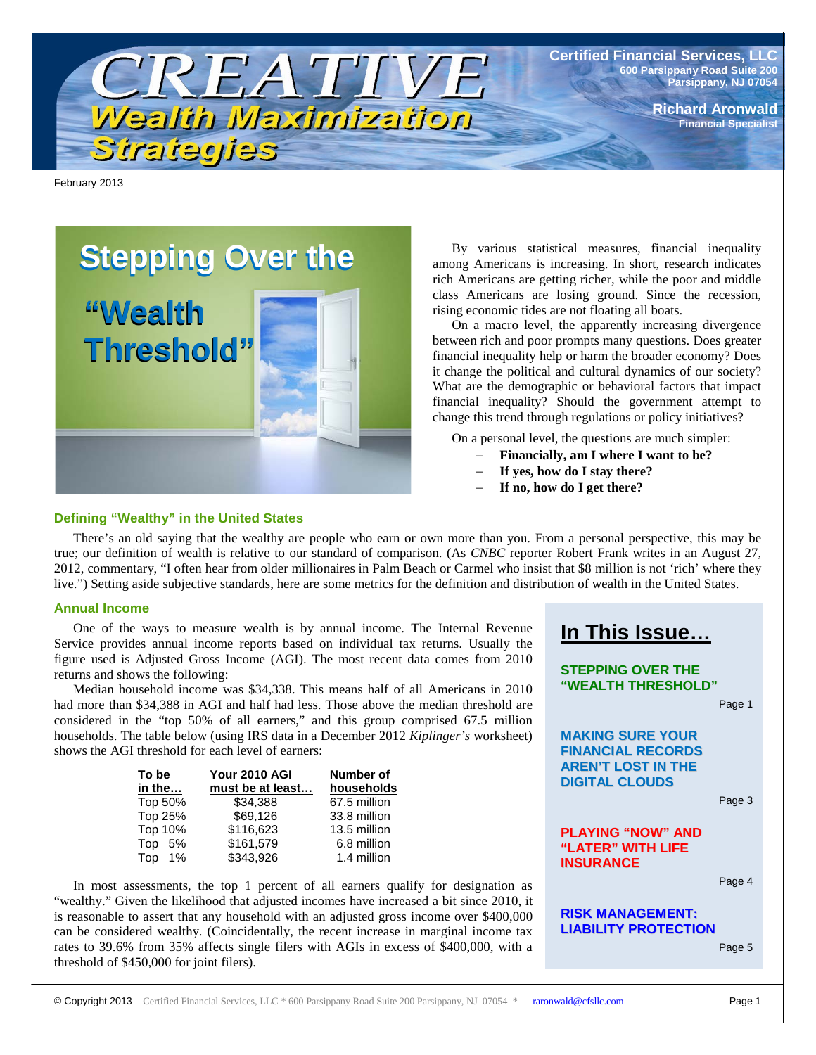# CREATIVE Wealth Maximization Strategies

**Certified Financial Services, LLC**
600 Parsippany Road Suite 200
Parsippany, NJ 07054

**Richard Aronwald**
Financial Specialist

February 2013

## Stepping Over the "Wealth Threshold"

By various statistical measures, financial inequality among Americans is increasing. In short, research indicates rich Americans are getting richer, while the poor and middle class Americans are losing ground. Since the recession, rising economic tides are not floating all boats.

On a macro level, the apparently increasing divergence between rich and poor prompts many questions. Does greater financial inequality help or harm the broader economy? Does it change the political and cultural dynamics of our society? What are the demographic or behavioral factors that impact financial inequality? Should the government attempt to change this trend through regulations or policy initiatives?

On a personal level, the questions are much simpler:

- **Financially, am I where I want to be?**
- **If yes, how do I stay there?**
- **If no, how do I get there?**

### Defining "Wealthy" in the United States

There's an old saying that the wealthy are people who earn or own more than you. From a personal perspective, this may be true; our definition of wealth is relative to our standard of comparison. (As *CNBC* reporter Robert Frank writes in an August 27, 2012, commentary, "I often hear from older millionaires in Palm Beach or Carmel who insist that $8 million is not 'rich' where they live.") Setting aside subjective standards, here are some metrics for the definition and distribution of wealth in the United States.

### Annual Income

One of the ways to measure wealth is by annual income. The Internal Revenue Service provides annual income reports based on individual tax returns. Usually the figure used is Adjusted Gross Income (AGI). The most recent data comes from 2010 returns and shows the following:

Median household income was $34,338. This means half of all Americans in 2010 had more than $34,388 in AGI and half had less. Those above the median threshold are considered in the "top 50% of all earners," and this group comprised 67.5 million households. The table below (using IRS data in a December 2012 *Kiplinger's* worksheet) shows the AGI threshold for each level of earners:

| To be in the… | Your 2010 AGI must be at least… | Number of households |
|---|---|---|
| Top 50% | $34,388 | 67.5 million |
| Top 25% | $69,126 | 33.8 million |
| Top 10% | $116,623 | 13.5 million |
| Top 5% | $161,579 | 6.8 million |
| Top 1% | $343,926 | 1.4 million |

In most assessments, the top 1 percent of all earners qualify for designation as "wealthy." Given the likelihood that adjusted incomes have increased a bit since 2010, it is reasonable to assert that any household with an adjusted gross income over $400,000 can be considered wealthy. (Coincidentally, the recent increase in marginal income tax rates to 39.6% from 35% affects single filers with AGIs in excess of $400,000, with a threshold of $450,000 for joint filers).

## In This Issue…

- **STEPPING OVER THE "WEALTH THRESHOLD"** — Page 1
- **MAKING SURE YOUR FINANCIAL RECORDS AREN'T LOST IN THE DIGITAL CLOUDS** — Page 3
- **PLAYING "NOW" AND "LATER" WITH LIFE INSURANCE** — Page 4
- **RISK MANAGEMENT: LIABILITY PROTECTION** — Page 5

© Copyright 2013 Certified Financial Services, LLC * 600 Parsippany Road Suite 200 Parsippany, NJ 07054 * raronwald@cfsllc.com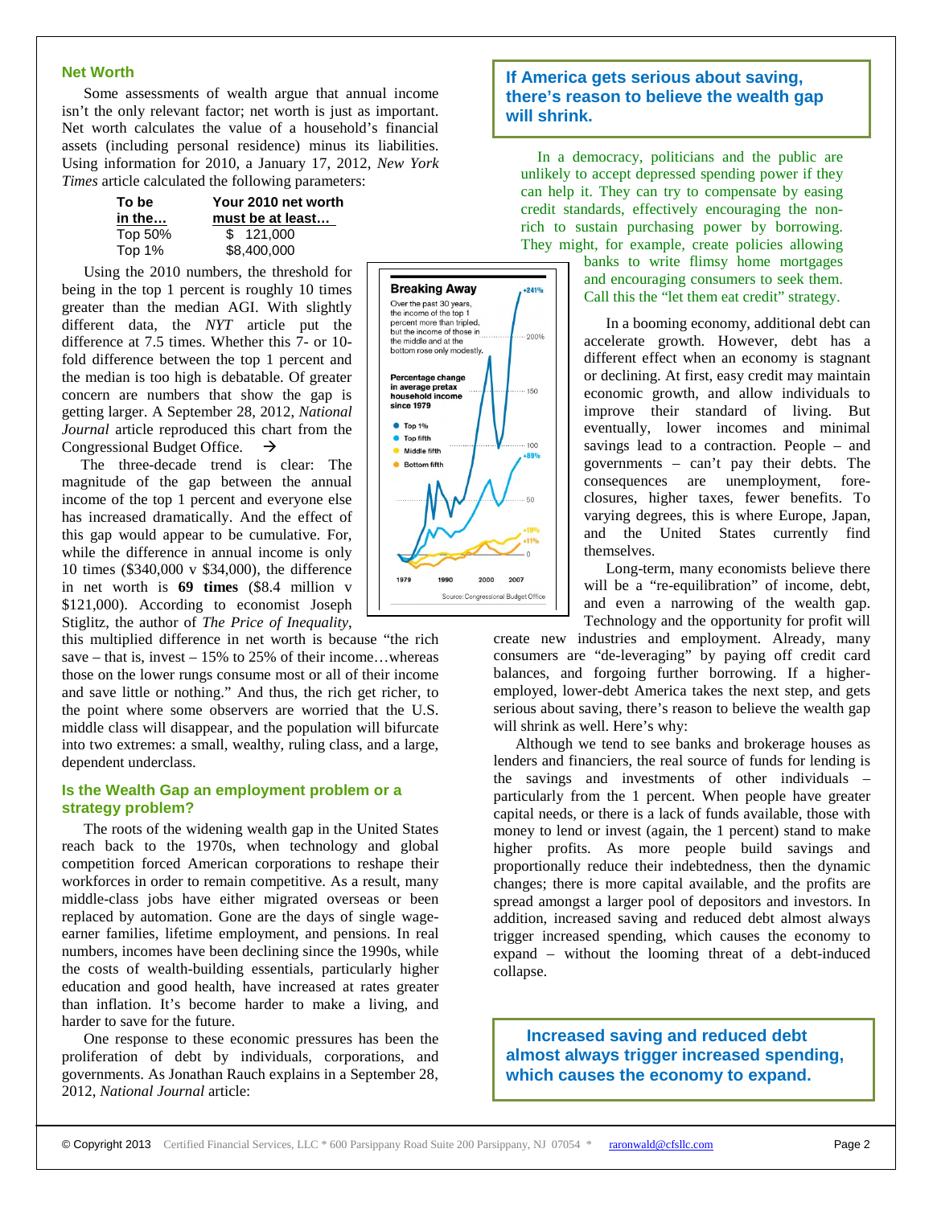### Net Worth

Some assessments of wealth argue that annual income isn't the only relevant factor; net worth is just as important. Net worth calculates the value of a household's financial assets (including personal residence) minus its liabilities. Using information for 2010, a January 17, 2012, *New York Times* article calculated the following parameters:

| To be in the… | Your 2010 net worth must be at least… |
|---|---|
| Top 50% | $ 121,000 |
| Top 1% | $8,400,000 |

Using the 2010 numbers, the threshold for being in the top 1 percent is roughly 10 times greater than the median AGI. With slightly different data, the *NYT* article put the difference at 7.5 times. Whether this 7- or 10-fold difference between the top 1 percent and the median is too high is debatable. Of greater concern are numbers that show the gap is getting larger. A September 28, 2012, *National Journal* article reproduced this chart from the Congressional Budget Office. →

**Breaking Away**

Over the past 30 years, the income of the top 1 percent more than tripled, but the income of those in the middle and at the bottom rose only modestly.

Percentage change in average pretax household income since 1979

- Top 1% (+241%)
- Top fifth (+89%)
- Middle fifth (+19%)
- Bottom fifth (+11%)

Source: Congressional Budget Office

The three-decade trend is clear: The magnitude of the gap between the annual income of the top 1 percent and everyone else has increased dramatically. And the effect of this gap would appear to be cumulative. For, while the difference in annual income is only 10 times ($340,000 v $34,000), the difference in net worth is **69 times** ($8.4 million v $121,000). According to economist Joseph Stiglitz, the author of *The Price of Inequality*, this multiplied difference in net worth is because "the rich save – that is, invest – 15% to 25% of their income…whereas those on the lower rungs consume most or all of their income and save little or nothing." And thus, the rich get richer, to the point where some observers are worried that the U.S. middle class will disappear, and the population will bifurcate into two extremes: a small, wealthy, ruling class, and a large, dependent underclass.

### Is the Wealth Gap an employment problem or a strategy problem?

The roots of the widening wealth gap in the United States reach back to the 1970s, when technology and global competition forced American corporations to reshape their workforces in order to remain competitive. As a result, many middle-class jobs have either migrated overseas or been replaced by automation. Gone are the days of single wage-earner families, lifetime employment, and pensions. In real numbers, incomes have been declining since the 1990s, while the costs of wealth-building essentials, particularly higher education and good health, have increased at rates greater than inflation. It's become harder to make a living, and harder to save for the future.

One response to these economic pressures has been the proliferation of debt by individuals, corporations, and governments. As Jonathan Rauch explains in a September 28, 2012, *National Journal* article:

**If America gets serious about saving, there's reason to believe the wealth gap will shrink.**

In a democracy, politicians and the public are unlikely to accept depressed spending power if they can help it. They can try to compensate by easing credit standards, effectively encouraging the non-rich to sustain purchasing power by borrowing. They might, for example, create policies allowing banks to write flimsy home mortgages and encouraging consumers to seek them. Call this the "let them eat credit" strategy.

In a booming economy, additional debt can accelerate growth. However, debt has a different effect when an economy is stagnant or declining. At first, easy credit may maintain economic growth, and allow individuals to improve their standard of living. But eventually, lower incomes and minimal savings lead to a contraction. People – and governments – can't pay their debts. The consequences are unemployment, foreclosures, higher taxes, fewer benefits. To varying degrees, this is where Europe, Japan, and the United States currently find themselves.

Long-term, many economists believe there will be a "re-equilibration" of income, debt, and even a narrowing of the wealth gap. Technology and the opportunity for profit will create new industries and employment. Already, many consumers are "de-leveraging" by paying off credit card balances, and forgoing further borrowing. If a higher-employed, lower-debt America takes the next step, and gets serious about saving, there's reason to believe the wealth gap will shrink as well. Here's why:

Although we tend to see banks and brokerage houses as lenders and financiers, the real source of funds for lending is the savings and investments of other individuals – particularly from the 1 percent. When people have greater capital needs, or there is a lack of funds available, those with money to lend or invest (again, the 1 percent) stand to make higher profits. As more people build savings and proportionally reduce their indebtedness, then the dynamic changes; there is more capital available, and the profits are spread amongst a larger pool of depositors and investors. In addition, increased saving and reduced debt almost always trigger increased spending, which causes the economy to expand – without the looming threat of a debt-induced collapse.

**Increased saving and reduced debt almost always trigger increased spending, which causes the economy to expand.**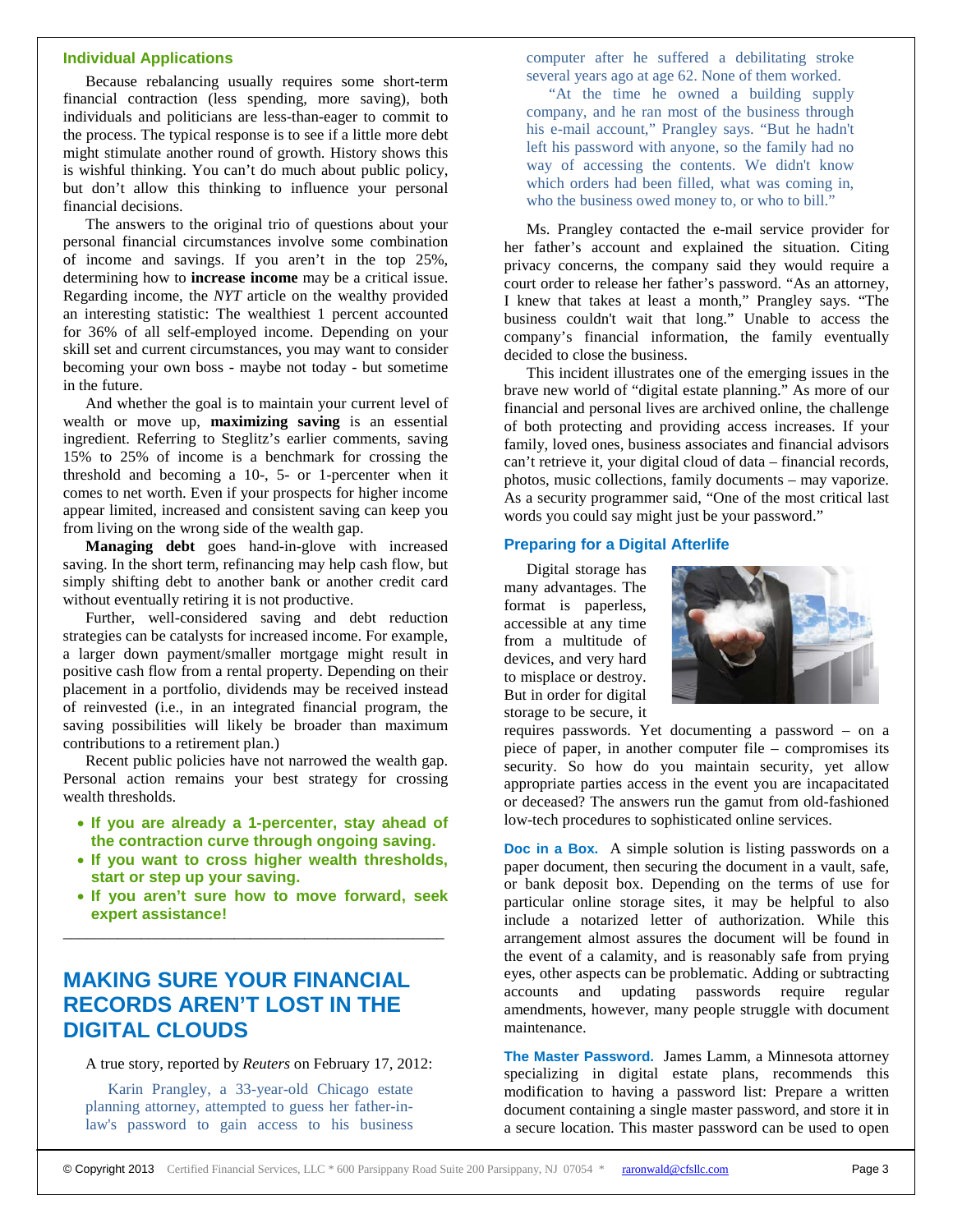### Individual Applications

Because rebalancing usually requires some short-term financial contraction (less spending, more saving), both individuals and politicians are less-than-eager to commit to the process. The typical response is to see if a little more debt might stimulate another round of growth. History shows this is wishful thinking. You can't do much about public policy, but don't allow this thinking to influence your personal financial decisions.

The answers to the original trio of questions about your personal financial circumstances involve some combination of income and savings. If you aren't in the top 25%, determining how to **increase income** may be a critical issue. Regarding income, the *NYT* article on the wealthy provided an interesting statistic: The wealthiest 1 percent accounted for 36% of all self-employed income. Depending on your skill set and current circumstances, you may want to consider becoming your own boss - maybe not today - but sometime in the future.

And whether the goal is to maintain your current level of wealth or move up, **maximizing saving** is an essential ingredient. Referring to Steglitz's earlier comments, saving 15% to 25% of income is a benchmark for crossing the threshold and becoming a 10-, 5- or 1-percenter when it comes to net worth. Even if your prospects for higher income appear limited, increased and consistent saving can keep you from living on the wrong side of the wealth gap.

**Managing debt** goes hand-in-glove with increased saving. In the short term, refinancing may help cash flow, but simply shifting debt to another bank or another credit card without eventually retiring it is not productive.

Further, well-considered saving and debt reduction strategies can be catalysts for increased income. For example, a larger down payment/smaller mortgage might result in positive cash flow from a rental property. Depending on their placement in a portfolio, dividends may be received instead of reinvested (i.e., in an integrated financial program, the saving possibilities will likely be broader than maximum contributions to a retirement plan.)

Recent public policies have not narrowed the wealth gap. Personal action remains your best strategy for crossing wealth thresholds.

- **If you are already a 1-percenter, stay ahead of the contraction curve through ongoing saving.**
- **If you want to cross higher wealth thresholds, start or step up your saving.**
- **If you aren't sure how to move forward, seek expert assistance!**

---

## MAKING SURE YOUR FINANCIAL RECORDS AREN'T LOST IN THE DIGITAL CLOUDS

A true story, reported by *Reuters* on February 17, 2012:

> Karin Prangley, a 33-year-old Chicago estate planning attorney, attempted to guess her father-in-law's password to gain access to his business computer after he suffered a debilitating stroke several years ago at age 62. None of them worked.
>
> "At the time he owned a building supply company, and he ran most of the business through his e-mail account," Prangley says. "But he hadn't left his password with anyone, so the family had no way of accessing the contents. We didn't know which orders had been filled, what was coming in, who the business owed money to, or who to bill."

Ms. Prangley contacted the e-mail service provider for her father's account and explained the situation. Citing privacy concerns, the company said they would require a court order to release her father's password. "As an attorney, I knew that takes at least a month," Prangley says. "The business couldn't wait that long." Unable to access the company's financial information, the family eventually decided to close the business.

This incident illustrates one of the emerging issues in the brave new world of "digital estate planning." As more of our financial and personal lives are archived online, the challenge of both protecting and providing access increases. If your family, loved ones, business associates and financial advisors can't retrieve it, your digital cloud of data – financial records, photos, music collections, family documents – may vaporize. As a security programmer said, "One of the most critical last words you could say might just be your password."

### Preparing for a Digital Afterlife

Digital storage has many advantages. The format is paperless, accessible at any time from a multitude of devices, and very hard to misplace or destroy. But in order for digital storage to be secure, it requires passwords. Yet documenting a password – on a piece of paper, in another computer file – compromises its security. So how do you maintain security, yet allow appropriate parties access in the event you are incapacitated or deceased? The answers run the gamut from old-fashioned low-tech procedures to sophisticated online services.

**Doc in a Box.** A simple solution is listing passwords on a paper document, then securing the document in a vault, safe, or bank deposit box. Depending on the terms of use for particular online storage sites, it may be helpful to also include a notarized letter of authorization. While this arrangement almost assures the document will be found in the event of a calamity, and is reasonably safe from prying eyes, other aspects can be problematic. Adding or subtracting accounts and updating passwords require regular amendments, however, many people struggle with document maintenance.

**The Master Password.** James Lamm, a Minnesota attorney specializing in digital estate plans, recommends this modification to having a password list: Prepare a written document containing a single master password, and store it in a secure location. This master password can be used to open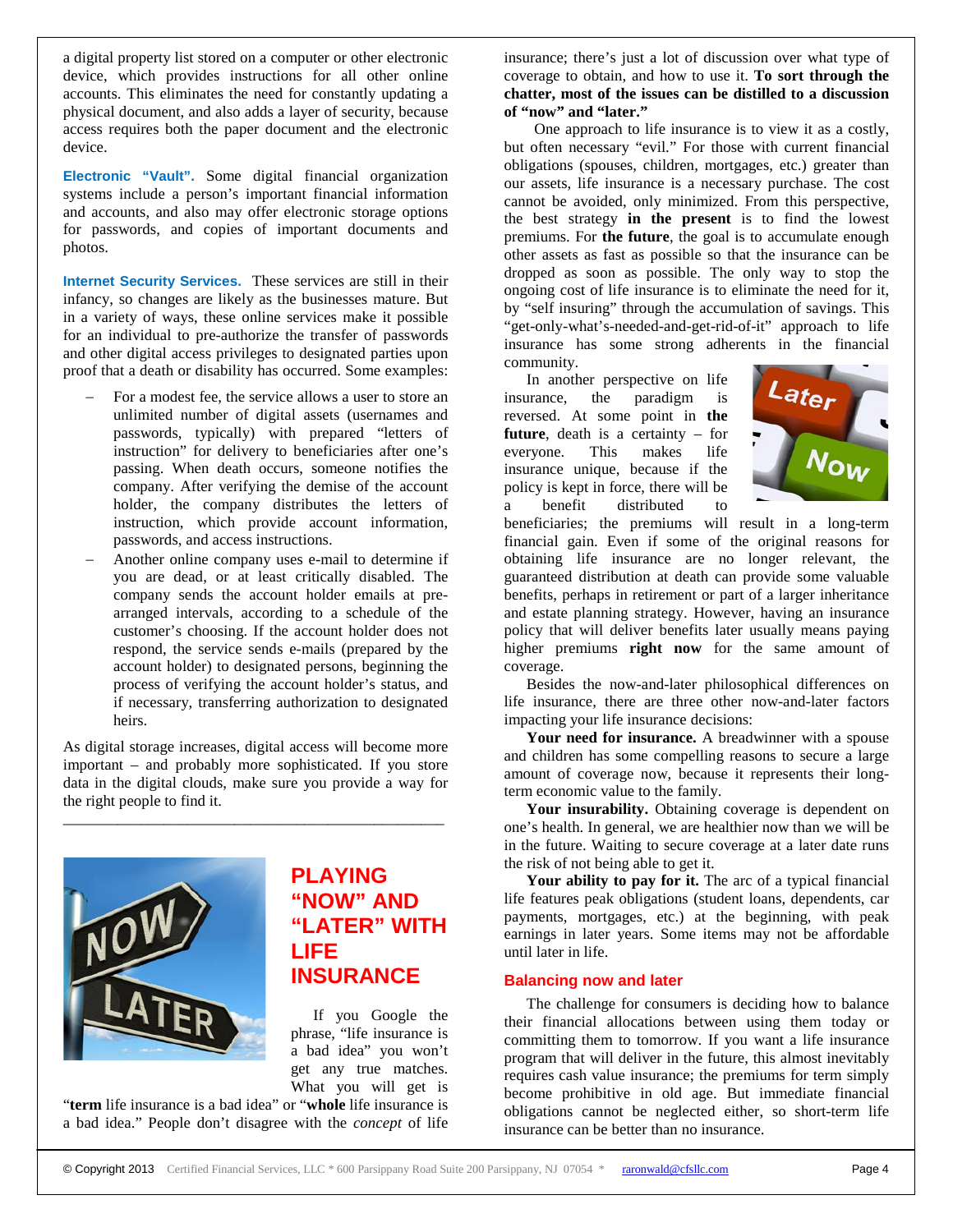a digital property list stored on a computer or other electronic device, which provides instructions for all other online accounts. This eliminates the need for constantly updating a physical document, and also adds a layer of security, because access requires both the paper document and the electronic device.

**Electronic "Vault".** Some digital financial organization systems include a person's important financial information and accounts, and also may offer electronic storage options for passwords, and copies of important documents and photos.

**Internet Security Services.** These services are still in their infancy, so changes are likely as the businesses mature. But in a variety of ways, these online services make it possible for an individual to pre-authorize the transfer of passwords and other digital access privileges to designated parties upon proof that a death or disability has occurred. Some examples:

- For a modest fee, the service allows a user to store an unlimited number of digital assets (usernames and passwords, typically) with prepared "letters of instruction" for delivery to beneficiaries after one's passing. When death occurs, someone notifies the company. After verifying the demise of the account holder, the company distributes the letters of instruction, which provide account information, passwords, and access instructions.
- Another online company uses e-mail to determine if you are dead, or at least critically disabled. The company sends the account holder emails at pre-arranged intervals, according to a schedule of the customer's choosing. If the account holder does not respond, the service sends e-mails (prepared by the account holder) to designated persons, beginning the process of verifying the account holder's status, and if necessary, transferring authorization to designated heirs.

As digital storage increases, digital access will become more important – and probably more sophisticated. If you store data in the digital clouds, make sure you provide a way for the right people to find it.

---

## PLAYING "NOW" AND "LATER" WITH LIFE INSURANCE

If you Google the phrase, "life insurance is a bad idea" you won't get any true matches. What you will get is "**term** life insurance is a bad idea" or "**whole** life insurance is a bad idea." People don't disagree with the *concept* of life insurance; there's just a lot of discussion over what type of coverage to obtain, and how to use it. **To sort through the chatter, most of the issues can be distilled to a discussion of "now" and "later."**

One approach to life insurance is to view it as a costly, but often necessary "evil." For those with current financial obligations (spouses, children, mortgages, etc.) greater than our assets, life insurance is a necessary purchase. The cost cannot be avoided, only minimized. From this perspective, the best strategy **in the present** is to find the lowest premiums. For **the future**, the goal is to accumulate enough other assets as fast as possible so that the insurance can be dropped as soon as possible. The only way to stop the ongoing cost of life insurance is to eliminate the need for it, by "self insuring" through the accumulation of savings. This "get-only-what's-needed-and-get-rid-of-it" approach to life insurance has some strong adherents in the financial community.

In another perspective on life insurance, the paradigm is reversed. At some point in **the future**, death is a certainty – for everyone. This makes life insurance unique, because if the policy is kept in force, there will be a benefit distributed to beneficiaries; the premiums will result in a long-term financial gain. Even if some of the original reasons for obtaining life insurance are no longer relevant, the guaranteed distribution at death can provide some valuable benefits, perhaps in retirement or part of a larger inheritance and estate planning strategy. However, having an insurance policy that will deliver benefits later usually means paying higher premiums **right now** for the same amount of coverage.

Besides the now-and-later philosophical differences on life insurance, there are three other now-and-later factors impacting your life insurance decisions:

**Your need for insurance.** A breadwinner with a spouse and children has some compelling reasons to secure a large amount of coverage now, because it represents their long-term economic value to the family.

**Your insurability.** Obtaining coverage is dependent on one's health. In general, we are healthier now than we will be in the future. Waiting to secure coverage at a later date runs the risk of not being able to get it.

**Your ability to pay for it.** The arc of a typical financial life features peak obligations (student loans, dependents, car payments, mortgages, etc.) at the beginning, with peak earnings in later years. Some items may not be affordable until later in life.

### Balancing now and later

The challenge for consumers is deciding how to balance their financial allocations between using them today or committing them to tomorrow. If you want a life insurance program that will deliver in the future, this almost inevitably requires cash value insurance; the premiums for term simply become prohibitive in old age. But immediate financial obligations cannot be neglected either, so short-term life insurance can be better than no insurance.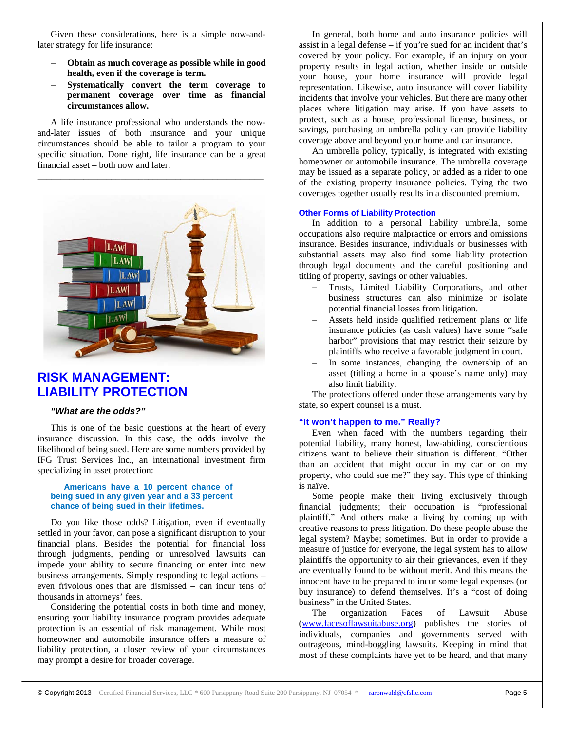Given these considerations, here is a simple now-and-later strategy for life insurance:

- **Obtain as much coverage as possible while in good health, even if the coverage is term.**
- **Systematically convert the term coverage to permanent coverage over time as financial circumstances allow.**

A life insurance professional who understands the now-and-later issues of both insurance and your unique circumstances should be able to tailor a program to your specific situation. Done right, life insurance can be a great financial asset – both now and later.

---

# RISK MANAGEMENT: LIABILITY PROTECTION

***"What are the odds?"***

This is one of the basic questions at the heart of every insurance discussion. In this case, the odds involve the likelihood of being sued. Here are some numbers provided by IFG Trust Services Inc., an international investment firm specializing in asset protection:

> **Americans have a 10 percent chance of being sued in any given year and a 33 percent chance of being sued in their lifetimes.**

Do you like those odds? Litigation, even if eventually settled in your favor, can pose a significant disruption to your financial plans. Besides the potential for financial loss through judgments, pending or unresolved lawsuits can impede your ability to secure financing or enter into new business arrangements. Simply responding to legal actions – even frivolous ones that are dismissed – can incur tens of thousands in attorneys' fees.

Considering the potential costs in both time and money, ensuring your liability insurance program provides adequate protection is an essential of risk management. While most homeowner and automobile insurance offers a measure of liability protection, a closer review of your circumstances may prompt a desire for broader coverage.

In general, both home and auto insurance policies will assist in a legal defense – if you're sued for an incident that's covered by your policy. For example, if an injury on your property results in legal action, whether inside or outside your house, your home insurance will provide legal representation. Likewise, auto insurance will cover liability incidents that involve your vehicles. But there are many other places where litigation may arise. If you have assets to protect, such as a house, professional license, business, or savings, purchasing an umbrella policy can provide liability coverage above and beyond your home and car insurance.

An umbrella policy, typically, is integrated with existing homeowner or automobile insurance. The umbrella coverage may be issued as a separate policy, or added as a rider to one of the existing property insurance policies. Tying the two coverages together usually results in a discounted premium.

### Other Forms of Liability Protection

In addition to a personal liability umbrella, some occupations also require malpractice or errors and omissions insurance. Besides insurance, individuals or businesses with substantial assets may also find some liability protection through legal documents and the careful positioning and titling of property, savings or other valuables.

- Trusts, Limited Liability Corporations, and other business structures can also minimize or isolate potential financial losses from litigation.
- Assets held inside qualified retirement plans or life insurance policies (as cash values) have some "safe harbor" provisions that may restrict their seizure by plaintiffs who receive a favorable judgment in court.
- In some instances, changing the ownership of an asset (titling a home in a spouse's name only) may also limit liability.

The protections offered under these arrangements vary by state, so expert counsel is a must.

### "It won't happen to me." Really?

Even when faced with the numbers regarding their potential liability, many honest, law-abiding, conscientious citizens want to believe their situation is different. "Other than an accident that might occur in my car or on my property, who could sue me?" they say. This type of thinking is naïve.

Some people make their living exclusively through financial judgments; their occupation is "professional plaintiff." And others make a living by coming up with creative reasons to press litigation. Do these people abuse the legal system? Maybe; sometimes. But in order to provide a measure of justice for everyone, the legal system has to allow plaintiffs the opportunity to air their grievances, even if they are eventually found to be without merit. And this means the innocent have to be prepared to incur some legal expenses (or buy insurance) to defend themselves. It's a "cost of doing business" in the United States.

The organization Faces of Lawsuit Abuse (www.facesoflawsuitabuse.org) publishes the stories of individuals, companies and governments served with outrageous, mind-boggling lawsuits. Keeping in mind that most of these complaints have yet to be heard, and that many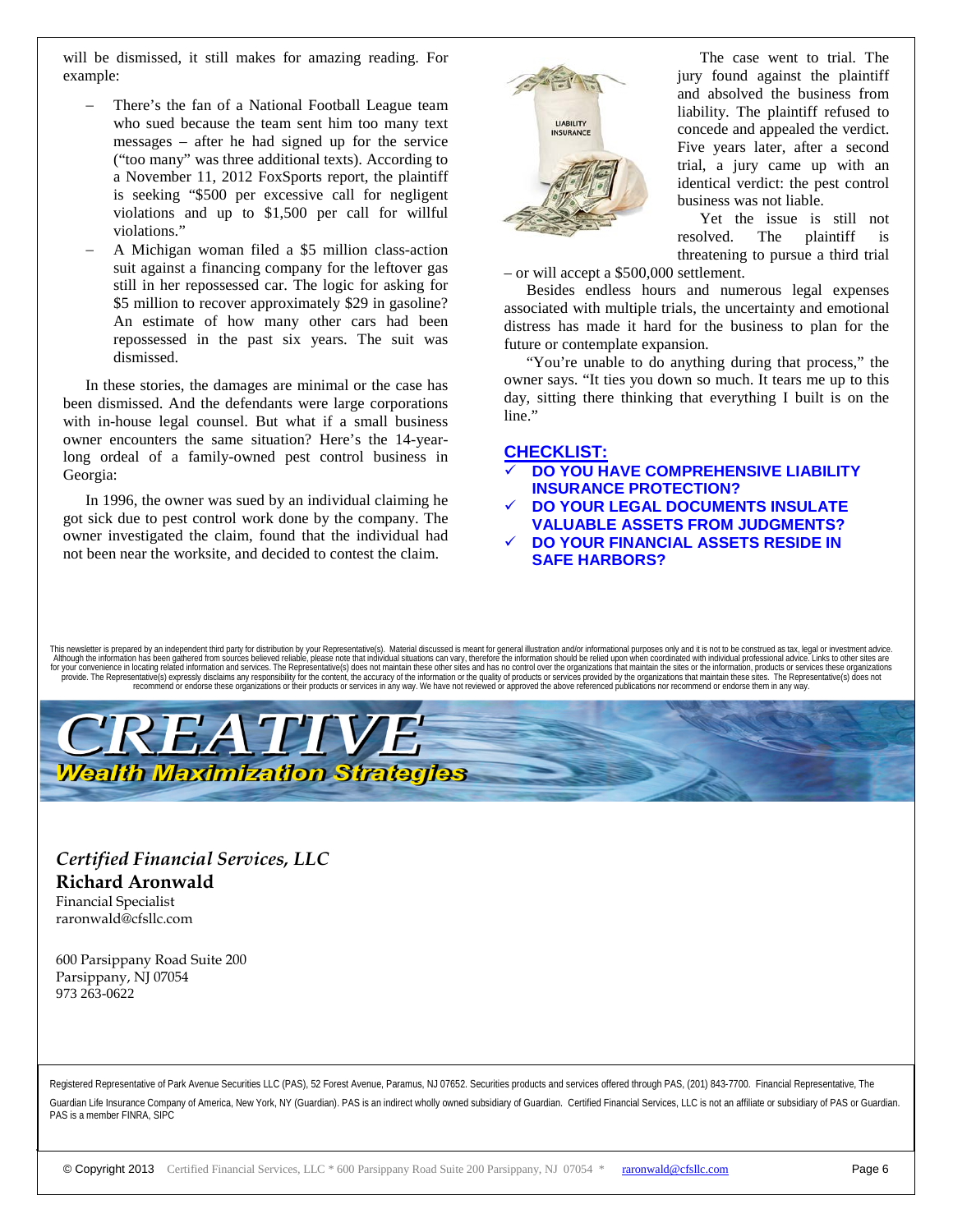will be dismissed, it still makes for amazing reading. For example:

- There's the fan of a National Football League team who sued because the team sent him too many text messages – after he had signed up for the service ("too many" was three additional texts). According to a November 11, 2012 FoxSports report, the plaintiff is seeking "$500 per excessive call for negligent violations and up to $1,500 per call for willful violations."
- A Michigan woman filed a $5 million class-action suit against a financing company for the leftover gas still in her repossessed car. The logic for asking for $5 million to recover approximately $29 in gasoline? An estimate of how many other cars had been repossessed in the past six years. The suit was dismissed.

In these stories, the damages are minimal or the case has been dismissed. And the defendants were large corporations with in-house legal counsel. But what if a small business owner encounters the same situation? Here's the 14-year-long ordeal of a family-owned pest control business in Georgia:

In 1996, the owner was sued by an individual claiming he got sick due to pest control work done by the company. The owner investigated the claim, found that the individual had not been near the worksite, and decided to contest the claim.

The case went to trial. The jury found against the plaintiff and absolved the business from liability. The plaintiff refused to concede and appealed the verdict. Five years later, after a second trial, a jury came up with an identical verdict: the pest control business was not liable.

Yet the issue is still not resolved. The plaintiff is threatening to pursue a third trial – or will accept a $500,000 settlement.

Besides endless hours and numerous legal expenses associated with multiple trials, the uncertainty and emotional distress has made it hard for the business to plan for the future or contemplate expansion.

"You're unable to do anything during that process," the owner says. "It ties you down so much. It tears me up to this day, sitting there thinking that everything I built is on the line."

**CHECKLIST:**

- ✓ **DO YOU HAVE COMPREHENSIVE LIABILITY INSURANCE PROTECTION?**
- ✓ **DO YOUR LEGAL DOCUMENTS INSULATE VALUABLE ASSETS FROM JUDGMENTS?**
- ✓ **DO YOUR FINANCIAL ASSETS RESIDE IN SAFE HARBORS?**

This newsletter is prepared by an independent third party for distribution by your Representative(s). Material discussed is meant for general illustration and/or informational purposes only and it is not to be construed as tax, legal or investment advice. Although the information has been gathered from sources believed reliable, please note that individual situations can vary, therefore the information should be relied upon when coordinated with individual professional advice. Links to other sites are for your convenience in locating related information and services. The Representative(s) does not maintain these other sites and has no control over the organizations that maintain the sites or the information, products or services these organizations provide. The Representative(s) expressly disclaims any responsibility for the content, the accuracy of the information or the quality of products or services provided by the organizations that maintain these sites. The Representative(s) does not recommend or endorse these organizations or their products or services in any way. We have not reviewed or approved the above referenced publications nor recommend or endorse them in any way.

# CREATIVE
## Wealth Maximization Strategies

*Certified Financial Services, LLC*
**Richard Aronwald**
Financial Specialist
raronwald@cfsllc.com

600 Parsippany Road Suite 200
Parsippany, NJ 07054
973 263-0622

Registered Representative of Park Avenue Securities LLC (PAS), 52 Forest Avenue, Paramus, NJ 07652. Securities products and services offered through PAS, (201) 843-7700. Financial Representative, The Guardian Life Insurance Company of America, New York, NY (Guardian). PAS is an indirect wholly owned subsidiary of Guardian. Certified Financial Services, LLC is not an affiliate or subsidiary of PAS or Guardian. PAS is a member FINRA, SIPC

© Copyright 2013 Certified Financial Services, LLC * 600 Parsippany Road Suite 200 Parsippany, NJ 07054 * raronwald@cfsllc.com